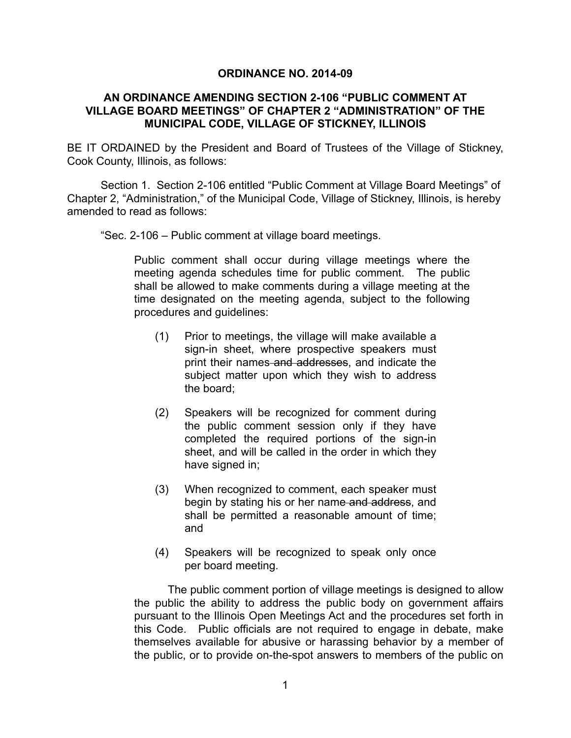**ORDINANCE NO. 2014-09**

**AN ORDINANCE AMENDING SECTION 2-106 "PUBLIC COMMENT AT VILLAGE BOARD MEETINGS" OF CHAPTER 2 "ADMINISTRATION" OF THE MUNICIPAL CODE, VILLAGE OF STICKNEY, ILLINOIS**

BE IT ORDAINED by the President and Board of Trustees of the Village of Stickney, Cook County, Illinois, as follows:

Section 1. Section 2-106 entitled "Public Comment at Village Board Meetings" of Chapter 2, "Administration," of the Municipal Code, Village of Stickney, Illinois, is hereby amended to read as follows:

"Sec. 2-106 – Public comment at village board meetings.

> Public comment shall occur during village meetings where the meeting agenda schedules time for public comment. The public shall be allowed to make comments during a village meeting at the time designated on the meeting agenda, subject to the following procedures and guidelines:
>
> (1) Prior to meetings, the village will make available a sign-in sheet, where prospective speakers must print their names ~~and addresses~~, and indicate the subject matter upon which they wish to address the board;
>
> (2) Speakers will be recognized for comment during the public comment session only if they have completed the required portions of the sign-in sheet, and will be called in the order in which they have signed in;
>
> (3) When recognized to comment, each speaker must begin by stating his or her name ~~and address~~, and shall be permitted a reasonable amount of time; and
>
> (4) Speakers will be recognized to speak only once per board meeting.
>
> The public comment portion of village meetings is designed to allow the public the ability to address the public body on government affairs pursuant to the Illinois Open Meetings Act and the procedures set forth in this Code. Public officials are not required to engage in debate, make themselves available for abusive or harassing behavior by a member of the public, or to provide on-the-spot answers to members of the public on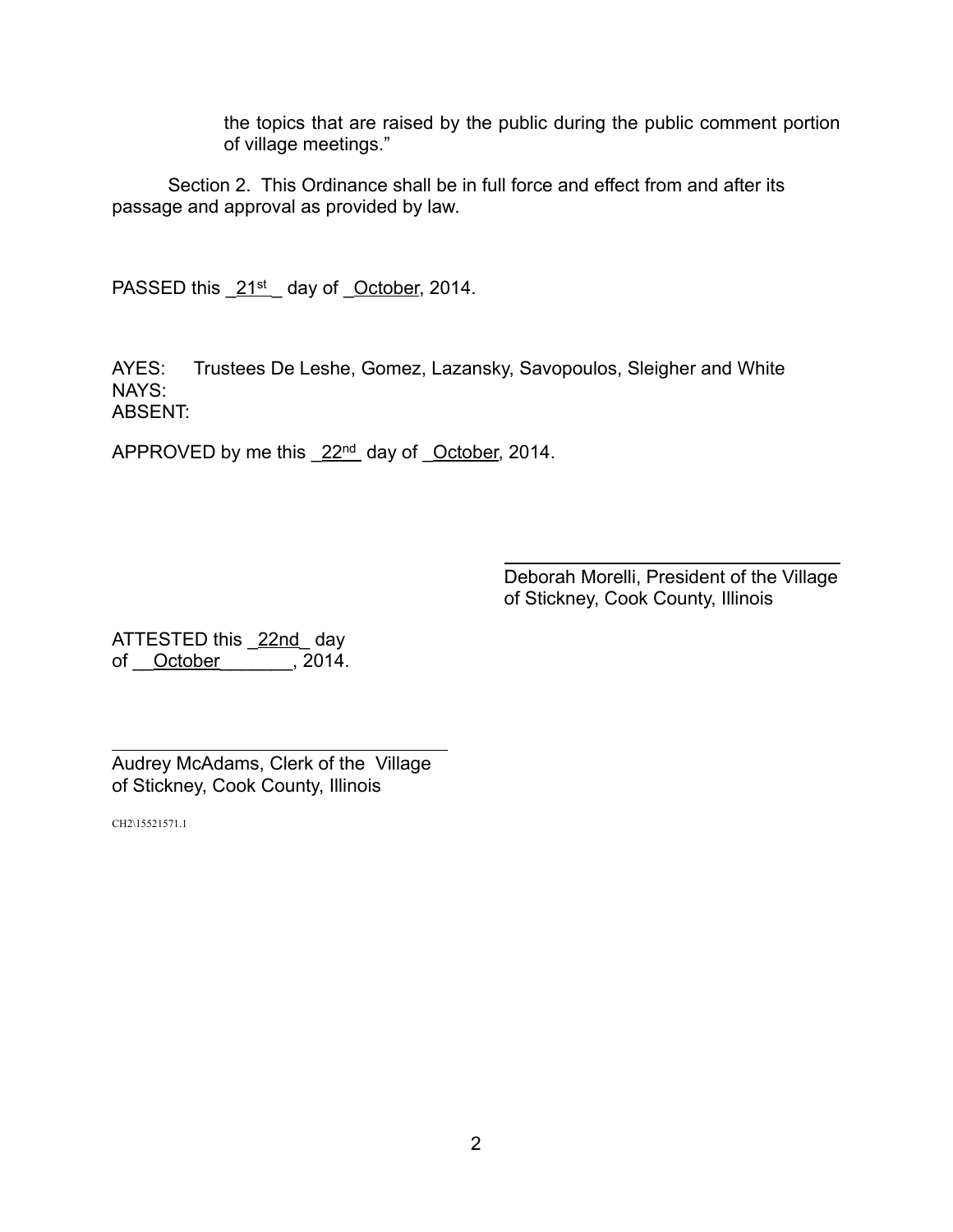the topics that are raised by the public during the public comment portion of village meetings."

Section 2. This Ordinance shall be in full force and effect from and after its passage and approval as provided by law.

PASSED this _21st_ day of _October, 2014.

AYES: Trustees De Leshe, Gomez, Lazansky, Savopoulos, Sleigher and White
NAYS:
ABSENT:

APPROVED by me this _22nd day of _October, 2014.

Deborah Morelli, President of the Village of Stickney, Cook County, Illinois

ATTESTED this _22nd_ day of __October_______, 2014.

Audrey McAdams, Clerk of the Village of Stickney, Cook County, Illinois

CH2\15521571.1